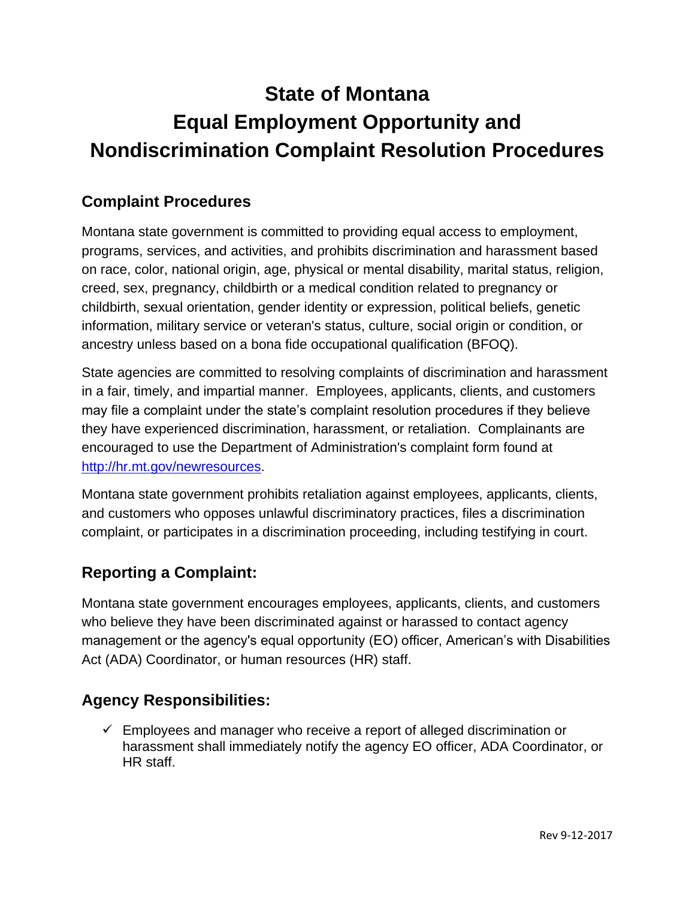# State of Montana
# Equal Employment Opportunity and
# Nondiscrimination Complaint Resolution Procedures

## Complaint Procedures

Montana state government is committed to providing equal access to employment, programs, services, and activities, and prohibits discrimination and harassment based on race, color, national origin, age, physical or mental disability, marital status, religion, creed, sex, pregnancy, childbirth or a medical condition related to pregnancy or childbirth, sexual orientation, gender identity or expression, political beliefs, genetic information, military service or veteran's status, culture, social origin or condition, or ancestry unless based on a bona fide occupational qualification (BFOQ).

State agencies are committed to resolving complaints of discrimination and harassment in a fair, timely, and impartial manner. Employees, applicants, clients, and customers may file a complaint under the state's complaint resolution procedures if they believe they have experienced discrimination, harassment, or retaliation. Complainants are encouraged to use the Department of Administration's complaint form found at [http://hr.mt.gov/newresources](http://hr.mt.gov/newresources).

Montana state government prohibits retaliation against employees, applicants, clients, and customers who opposes unlawful discriminatory practices, files a discrimination complaint, or participates in a discrimination proceeding, including testifying in court.

## Reporting a Complaint:

Montana state government encourages employees, applicants, clients, and customers who believe they have been discriminated against or harassed to contact agency management or the agency's equal opportunity (EO) officer, American's with Disabilities Act (ADA) Coordinator, or human resources (HR) staff.

## Agency Responsibilities:

- ✓ Employees and manager who receive a report of alleged discrimination or harassment shall immediately notify the agency EO officer, ADA Coordinator, or HR staff.

Rev 9-12-2017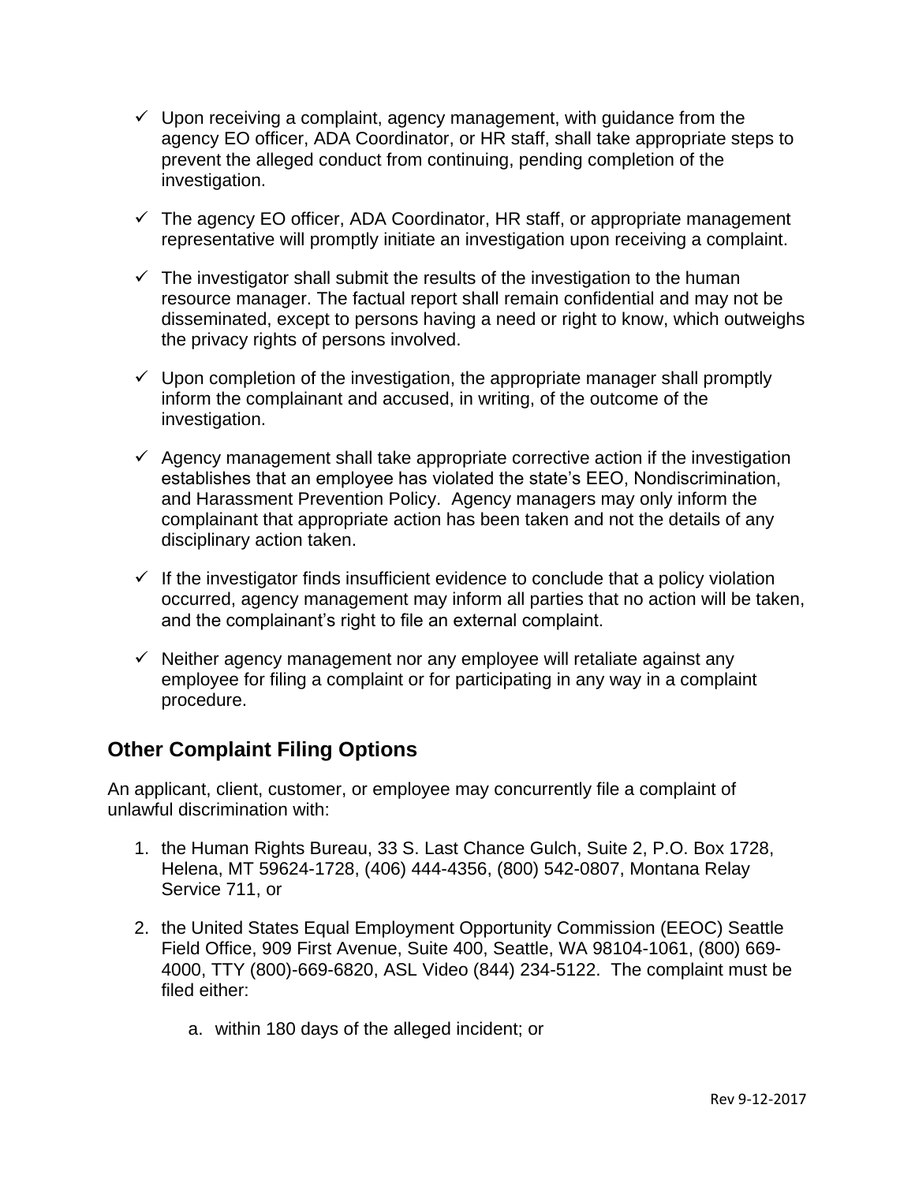- ✓ Upon receiving a complaint, agency management, with guidance from the agency EO officer, ADA Coordinator, or HR staff, shall take appropriate steps to prevent the alleged conduct from continuing, pending completion of the investigation.

- ✓ The agency EO officer, ADA Coordinator, HR staff, or appropriate management representative will promptly initiate an investigation upon receiving a complaint.

- ✓ The investigator shall submit the results of the investigation to the human resource manager. The factual report shall remain confidential and may not be disseminated, except to persons having a need or right to know, which outweighs the privacy rights of persons involved.

- ✓ Upon completion of the investigation, the appropriate manager shall promptly inform the complainant and accused, in writing, of the outcome of the investigation.

- ✓ Agency management shall take appropriate corrective action if the investigation establishes that an employee has violated the state's EEO, Nondiscrimination, and Harassment Prevention Policy. Agency managers may only inform the complainant that appropriate action has been taken and not the details of any disciplinary action taken.

- ✓ If the investigator finds insufficient evidence to conclude that a policy violation occurred, agency management may inform all parties that no action will be taken, and the complainant's right to file an external complaint.

- ✓ Neither agency management nor any employee will retaliate against any employee for filing a complaint or for participating in any way in a complaint procedure.

## Other Complaint Filing Options

An applicant, client, customer, or employee may concurrently file a complaint of unlawful discrimination with:

1. the Human Rights Bureau, 33 S. Last Chance Gulch, Suite 2, P.O. Box 1728, Helena, MT 59624-1728, (406) 444-4356, (800) 542-0807, Montana Relay Service 711, or

2. the United States Equal Employment Opportunity Commission (EEOC) Seattle Field Office, 909 First Avenue, Suite 400, Seattle, WA 98104-1061, (800) 669-4000, TTY (800)-669-6820, ASL Video (844) 234-5122. The complaint must be filed either:

   a. within 180 days of the alleged incident; or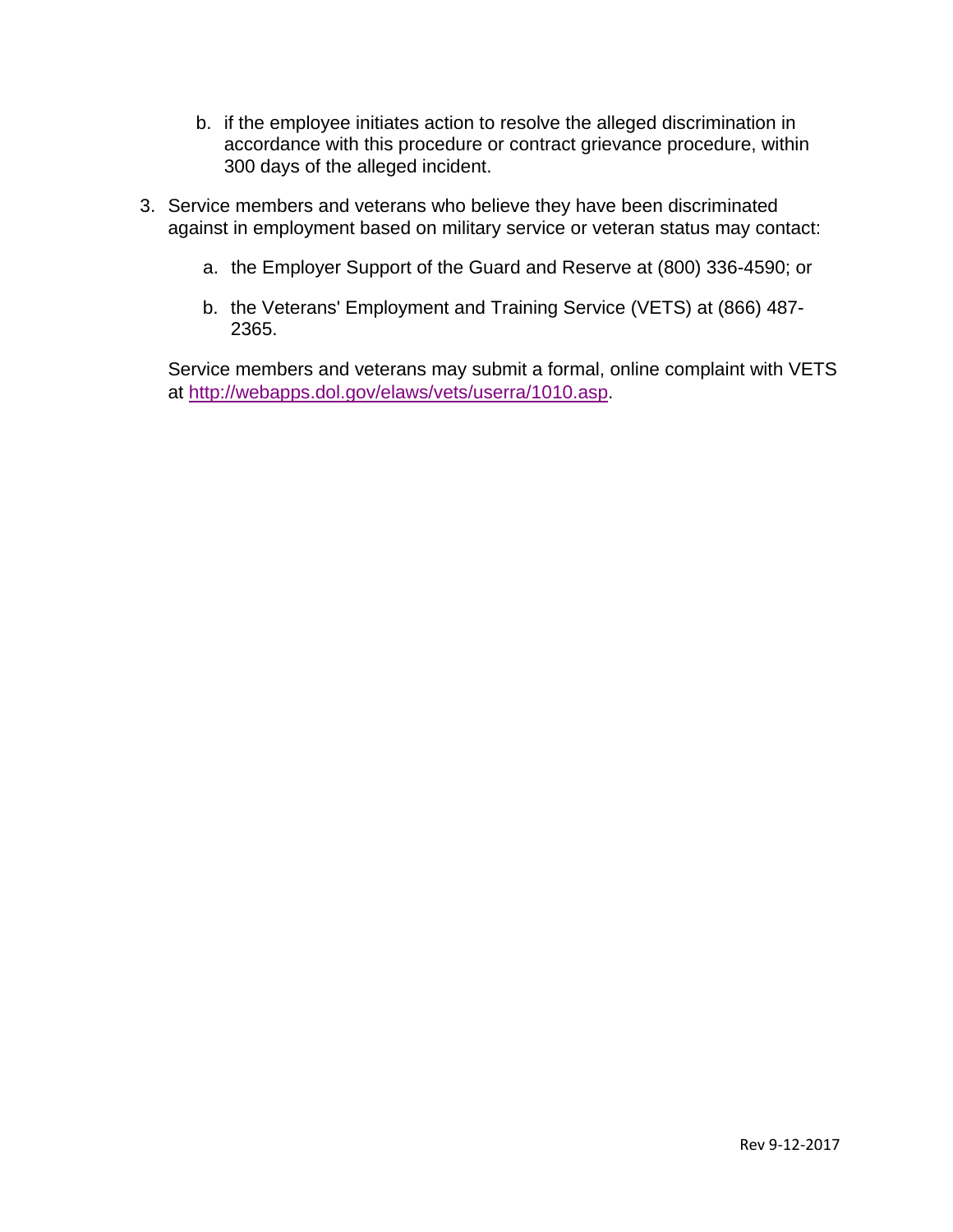b. if the employee initiates action to resolve the alleged discrimination in accordance with this procedure or contract grievance procedure, within 300 days of the alleged incident.

3. Service members and veterans who believe they have been discriminated against in employment based on military service or veteran status may contact:

   a. the Employer Support of the Guard and Reserve at (800) 336-4590; or

   b. the Veterans' Employment and Training Service (VETS) at (866) 487-2365.

   Service members and veterans may submit a formal, online complaint with VETS at [http://webapps.dol.gov/elaws/vets/userra/1010.asp](http://webapps.dol.gov/elaws/vets/userra/1010.asp).

Rev 9-12-2017